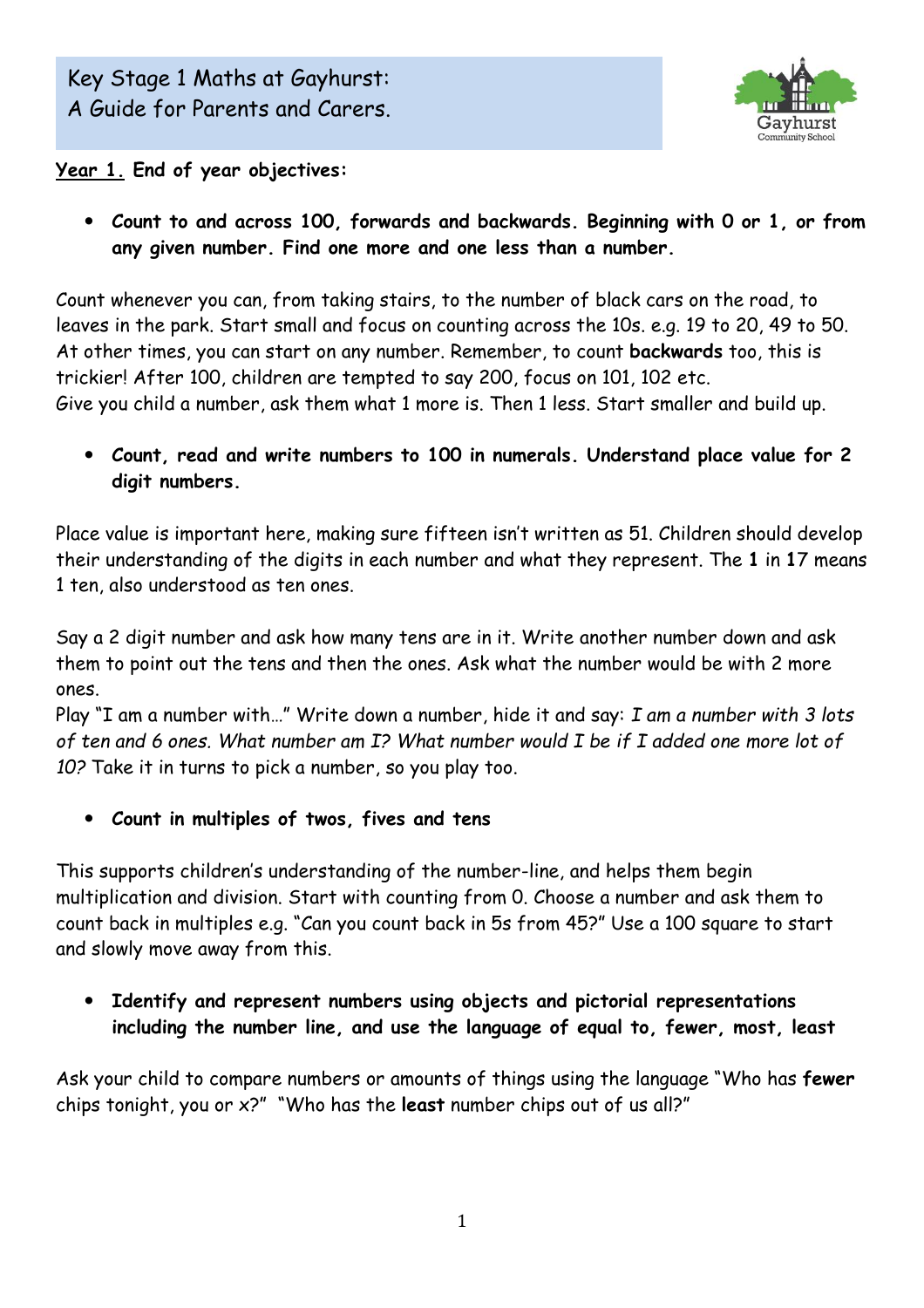# Key Stage 1 Maths at Gayhurst: A Guide for Parents and Carers.

**Year 1. End of year objectives:**

- **Count to and across 100, forwards and backwards. Beginning with 0 or 1, or from any given number. Find one more and one less than a number.**

Count whenever you can, from taking stairs, to the number of black cars on the road, to leaves in the park. Start small and focus on counting across the 10s. e.g. 19 to 20, 49 to 50. At other times, you can start on any number. Remember, to count **backwards** too, this is trickier! After 100, children are tempted to say 200, focus on 101, 102 etc.
Give you child a number, ask them what 1 more is. Then 1 less. Start smaller and build up.

- **Count, read and write numbers to 100 in numerals. Understand place value for 2 digit numbers.**

Place value is important here, making sure fifteen isn't written as 51. Children should develop their understanding of the digits in each number and what they represent. The **1** in **1**7 means 1 ten, also understood as ten ones.

Say a 2 digit number and ask how many tens are in it. Write another number down and ask them to point out the tens and then the ones. Ask what the number would be with 2 more ones.
Play "I am a number with…" Write down a number, hide it and say: *I am a number with 3 lots of ten and 6 ones. What number am I? What number would I be if I added one more lot of 10?* Take it in turns to pick a number, so you play too.

- **Count in multiples of twos, fives and tens**

This supports children's understanding of the number-line, and helps them begin multiplication and division. Start with counting from 0. Choose a number and ask them to count back in multiples e.g. "Can you count back in 5s from 45?" Use a 100 square to start and slowly move away from this.

- **Identify and represent numbers using objects and pictorial representations including the number line, and use the language of equal to, fewer, most, least**

Ask your child to compare numbers or amounts of things using the language "Who has **fewer** chips tonight, you or x?" "Who has the **least** number chips out of us all?"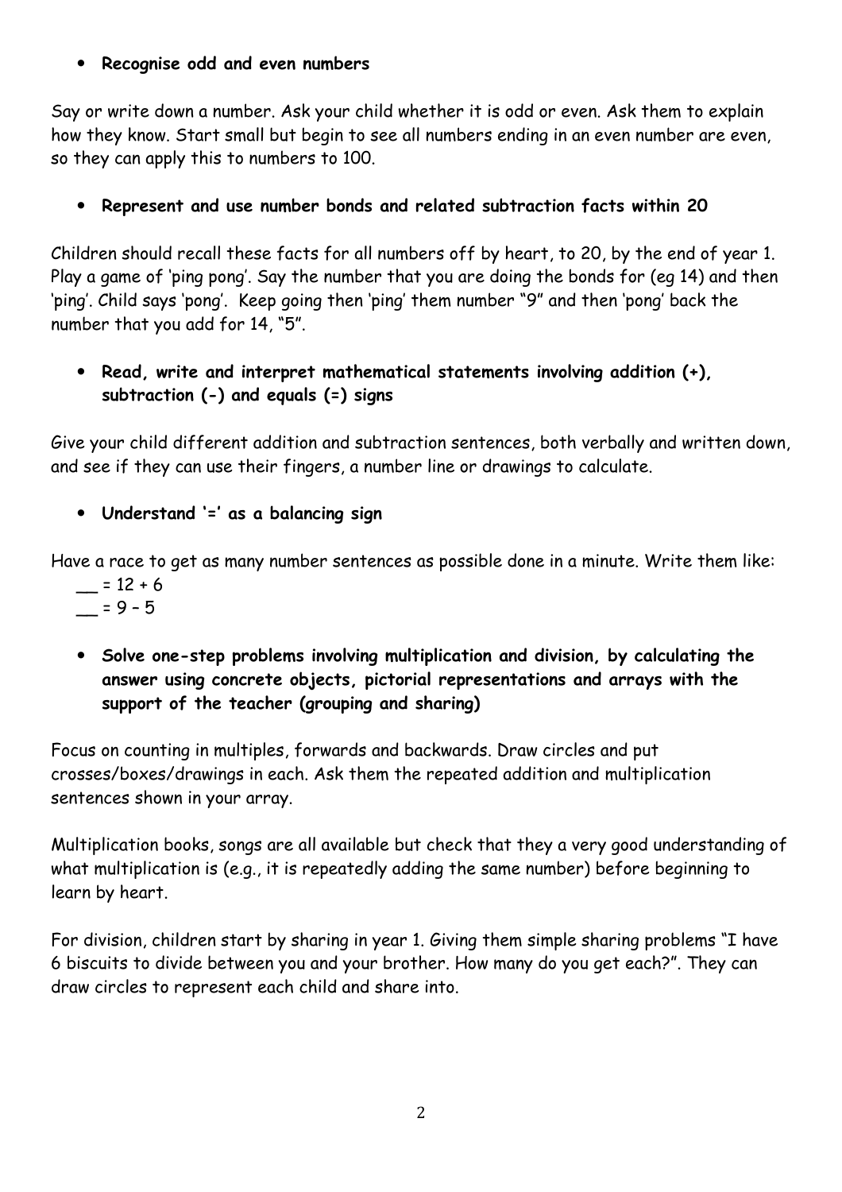- **Recognise odd and even numbers**

Say or write down a number. Ask your child whether it is odd or even. Ask them to explain how they know. Start small but begin to see all numbers ending in an even number are even, so they can apply this to numbers to 100.

- **Represent and use number bonds and related subtraction facts within 20**

Children should recall these facts for all numbers off by heart, to 20, by the end of year 1. Play a game of 'ping pong'. Say the number that you are doing the bonds for (eg 14) and then 'ping'. Child says 'pong'. Keep going then 'ping' them number "9" and then 'pong' back the number that you add for 14, "5".

- **Read, write and interpret mathematical statements involving addition (+), subtraction (-) and equals (=) signs**

Give your child different addition and subtraction sentences, both verbally and written down, and see if they can use their fingers, a number line or drawings to calculate.

- **Understand '=' as a balancing sign**

Have a race to get as many number sentences as possible done in a minute. Write them like:

__ = 12 + 6
__ = 9 – 5

- **Solve one-step problems involving multiplication and division, by calculating the answer using concrete objects, pictorial representations and arrays with the support of the teacher (grouping and sharing)**

Focus on counting in multiples, forwards and backwards. Draw circles and put crosses/boxes/drawings in each. Ask them the repeated addition and multiplication sentences shown in your array.

Multiplication books, songs are all available but check that they a very good understanding of what multiplication is (e.g., it is repeatedly adding the same number) before beginning to learn by heart.

For division, children start by sharing in year 1. Giving them simple sharing problems "I have 6 biscuits to divide between you and your brother. How many do you get each?". They can draw circles to represent each child and share into.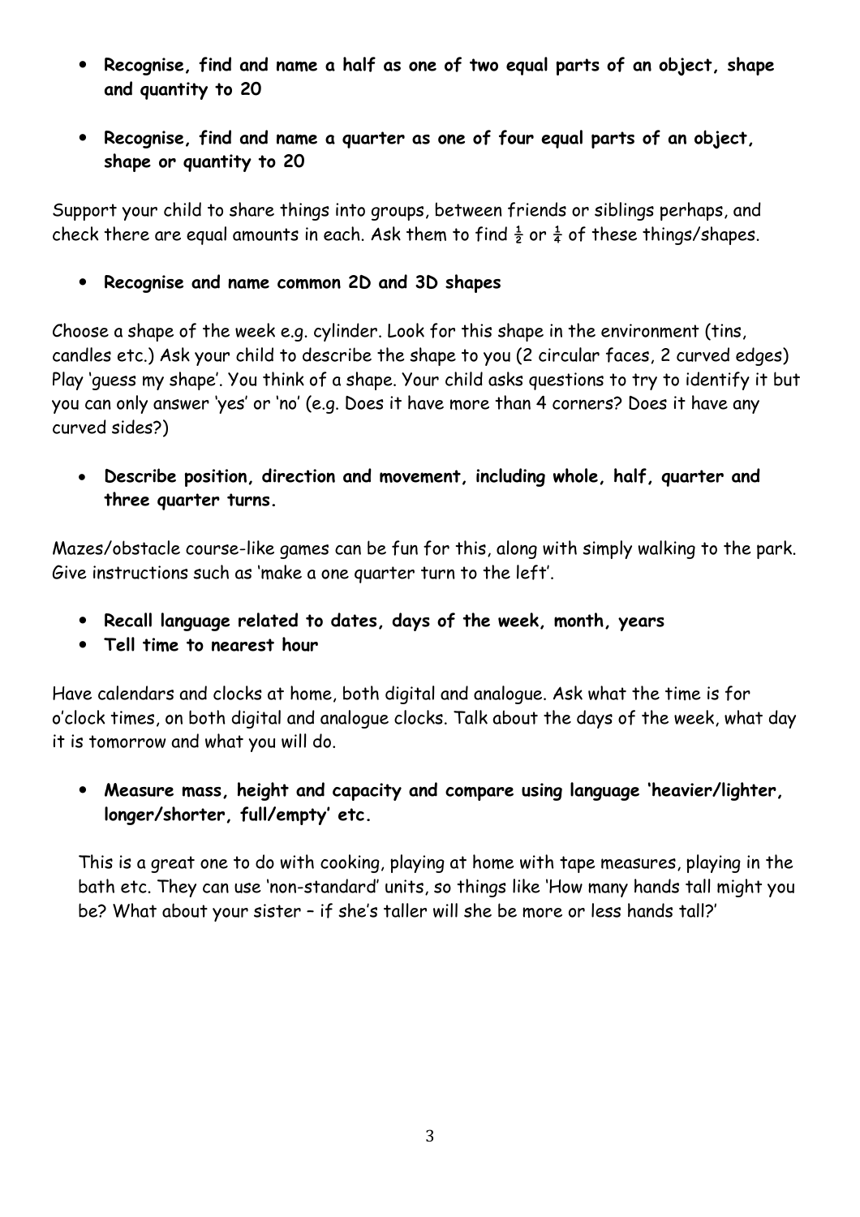- **Recognise, find and name a half as one of two equal parts of an object, shape and quantity to 20**

- **Recognise, find and name a quarter as one of four equal parts of an object, shape or quantity to 20**

Support your child to share things into groups, between friends or siblings perhaps, and check there are equal amounts in each. Ask them to find $\frac{1}{2}$ or $\frac{1}{4}$ of these things/shapes.

- **Recognise and name common 2D and 3D shapes**

Choose a shape of the week e.g. cylinder. Look for this shape in the environment (tins, candles etc.) Ask your child to describe the shape to you (2 circular faces, 2 curved edges) Play 'guess my shape'. You think of a shape. Your child asks questions to try to identify it but you can only answer 'yes' or 'no' (e.g. Does it have more than 4 corners? Does it have any curved sides?)

- **Describe position, direction and movement, including whole, half, quarter and three quarter turns.**

Mazes/obstacle course-like games can be fun for this, along with simply walking to the park. Give instructions such as 'make a one quarter turn to the left'.

- **Recall language related to dates, days of the week, month, years**
- **Tell time to nearest hour**

Have calendars and clocks at home, both digital and analogue. Ask what the time is for o'clock times, on both digital and analogue clocks. Talk about the days of the week, what day it is tomorrow and what you will do.

- **Measure mass, height and capacity and compare using language 'heavier/lighter, longer/shorter, full/empty' etc.**

This is a great one to do with cooking, playing at home with tape measures, playing in the bath etc. They can use 'non-standard' units, so things like 'How many hands tall might you be? What about your sister – if she's taller will she be more or less hands tall?'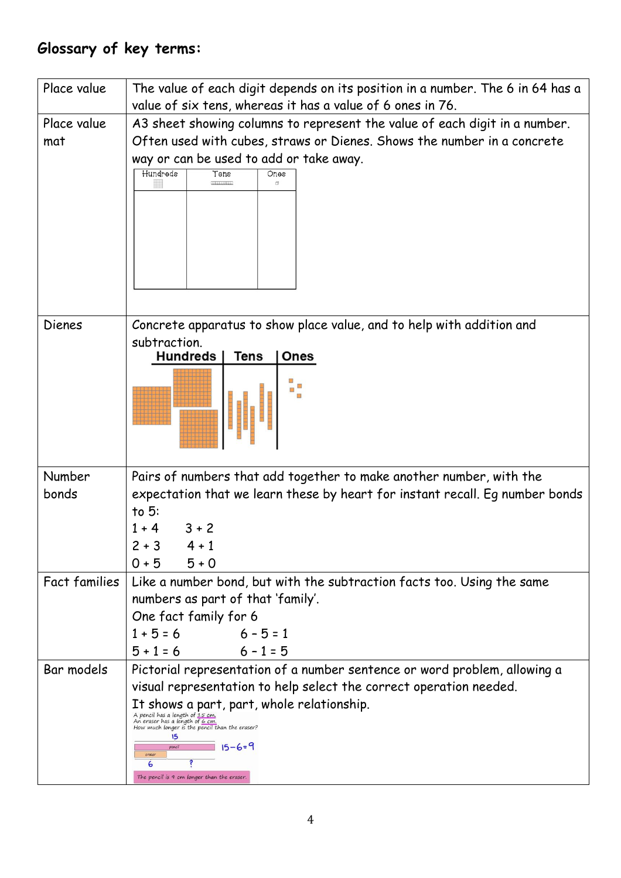## Glossary of key terms:

| | |
|---|---|
| Place value | The value of each digit depends on its position in a number. The 6 in 64 has a value of six tens, whereas it has a value of 6 ones in 76. |
| Place value mat | A3 sheet showing columns to represent the value of each digit in a number. Often used with cubes, straws or Dienes. Shows the number in a concrete way or can be used to add or take away. Hundreds / Tens / Ones |
| Dienes | Concrete apparatus to show place value, and to help with addition and subtraction. Hundreds / Tens / Ones |
| Number bonds | Pairs of numbers that add together to make another number, with the expectation that we learn these by heart for instant recall. Eg number bonds to 5: $1 + 4$  $3 + 2$  $2 + 3$  $4 + 1$  $0 + 5$  $5 + 0$ |
| Fact families | Like a number bond, but with the subtraction facts too. Using the same numbers as part of that 'family'. One fact family for 6: $1 + 5 = 6$  $6 - 5 = 1$  $5 + 1 = 6$  $6 - 1 = 5$ |
| Bar models | Pictorial representation of a number sentence or word problem, allowing a visual representation to help select the correct operation needed. It shows a part, part, whole relationship. A pencil has a length of 15 cm. An eraser has a length of 6 cm. How much longer is the pencil than the eraser? 15 pencil eraser 6 ? $15 - 6 = 9$ The pencil is 9 cm longer than the eraser. |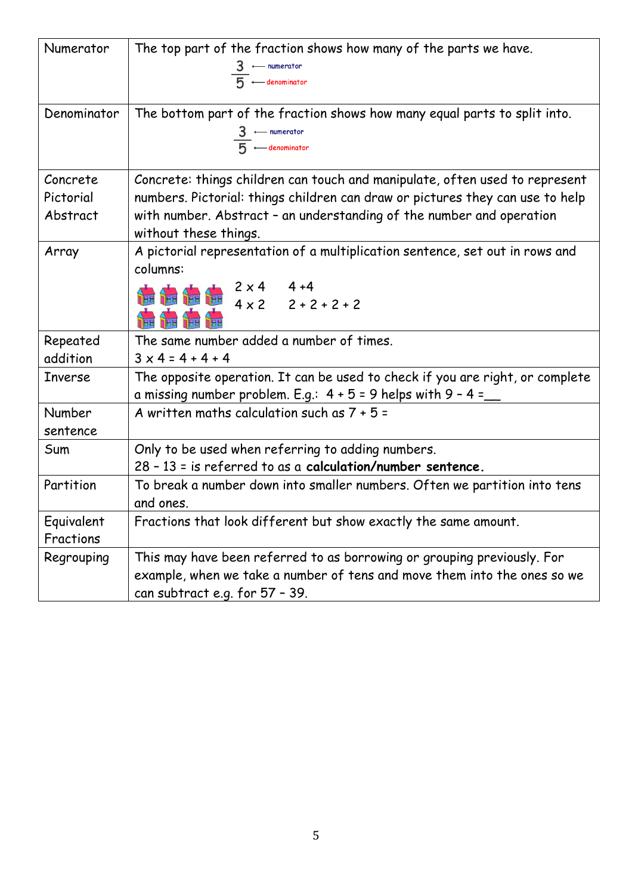| | |
|---|---|
| Numerator | The top part of the fraction shows how many of the parts we have. $\frac{3}{5}$ ← numerator ← denominator |
| Denominator | The bottom part of the fraction shows how many equal parts to split into. $\frac{3}{5}$ ← numerator ← denominator |
| Concrete Pictorial Abstract | Concrete: things children can touch and manipulate, often used to represent numbers. Pictorial: things children can draw or pictures they can use to help with number. Abstract – an understanding of the number and operation without these things. |
| Array | A pictorial representation of a multiplication sentence, set out in rows and columns: 2 x 4 &nbsp; 4 +4 &nbsp; 4 x 2 &nbsp; 2 + 2 + 2 + 2 |
| Repeated addition | The same number added a number of times. 3 x 4 = 4 + 4 + 4 |
| Inverse | The opposite operation. It can be used to check if you are right, or complete a missing number problem. E.g.: 4 + 5 = 9 helps with 9 – 4 =__ |
| Number sentence | A written maths calculation such as 7 + 5 = |
| Sum | Only to be used when referring to adding numbers. 28 – 13 = is referred to as a **calculation/number sentence.** |
| Partition | To break a number down into smaller numbers. Often we partition into tens and ones. |
| Equivalent Fractions | Fractions that look different but show exactly the same amount. |
| Regrouping | This may have been referred to as borrowing or grouping previously. For example, when we take a number of tens and move them into the ones so we can subtract e.g. for 57 – 39. |